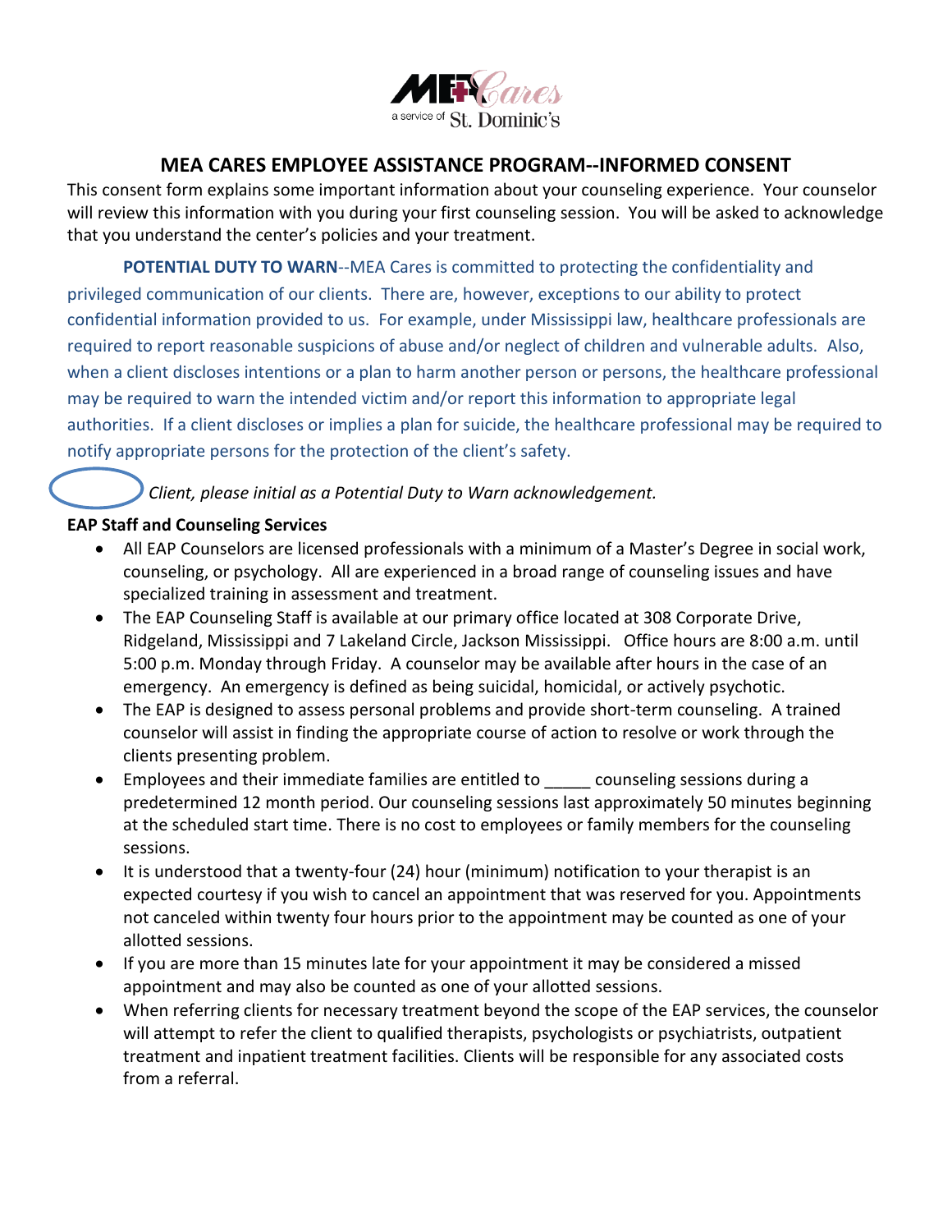# MEA CARES EMPLOYEE ASSISTANCE PROGRAM--INFORMED CONSENT

This consent form explains some important information about your counseling experience. Your counselor will review this information with you during your first counseling session. You will be asked to acknowledge that you understand the center's policies and your treatment.

**POTENTIAL DUTY TO WARN**--MEA Cares is committed to protecting the confidentiality and privileged communication of our clients. There are, however, exceptions to our ability to protect confidential information provided to us. For example, under Mississippi law, healthcare professionals are required to report reasonable suspicions of abuse and/or neglect of children and vulnerable adults. Also, when a client discloses intentions or a plan to harm another person or persons, the healthcare professional may be required to warn the intended victim and/or report this information to appropriate legal authorities. If a client discloses or implies a plan for suicide, the healthcare professional may be required to notify appropriate persons for the protection of the client's safety.

*Client, please initial as a Potential Duty to Warn acknowledgement.*

**EAP Staff and Counseling Services**

- All EAP Counselors are licensed professionals with a minimum of a Master's Degree in social work, counseling, or psychology. All are experienced in a broad range of counseling issues and have specialized training in assessment and treatment.
- The EAP Counseling Staff is available at our primary office located at 308 Corporate Drive, Ridgeland, Mississippi and 7 Lakeland Circle, Jackson Mississippi. Office hours are 8:00 a.m. until 5:00 p.m. Monday through Friday. A counselor may be available after hours in the case of an emergency. An emergency is defined as being suicidal, homicidal, or actively psychotic.
- The EAP is designed to assess personal problems and provide short-term counseling. A trained counselor will assist in finding the appropriate course of action to resolve or work through the clients presenting problem.
- Employees and their immediate families are entitled to _____ counseling sessions during a predetermined 12 month period. Our counseling sessions last approximately 50 minutes beginning at the scheduled start time. There is no cost to employees or family members for the counseling sessions.
- It is understood that a twenty-four (24) hour (minimum) notification to your therapist is an expected courtesy if you wish to cancel an appointment that was reserved for you. Appointments not canceled within twenty four hours prior to the appointment may be counted as one of your allotted sessions.
- If you are more than 15 minutes late for your appointment it may be considered a missed appointment and may also be counted as one of your allotted sessions.
- When referring clients for necessary treatment beyond the scope of the EAP services, the counselor will attempt to refer the client to qualified therapists, psychologists or psychiatrists, outpatient treatment and inpatient treatment facilities. Clients will be responsible for any associated costs from a referral.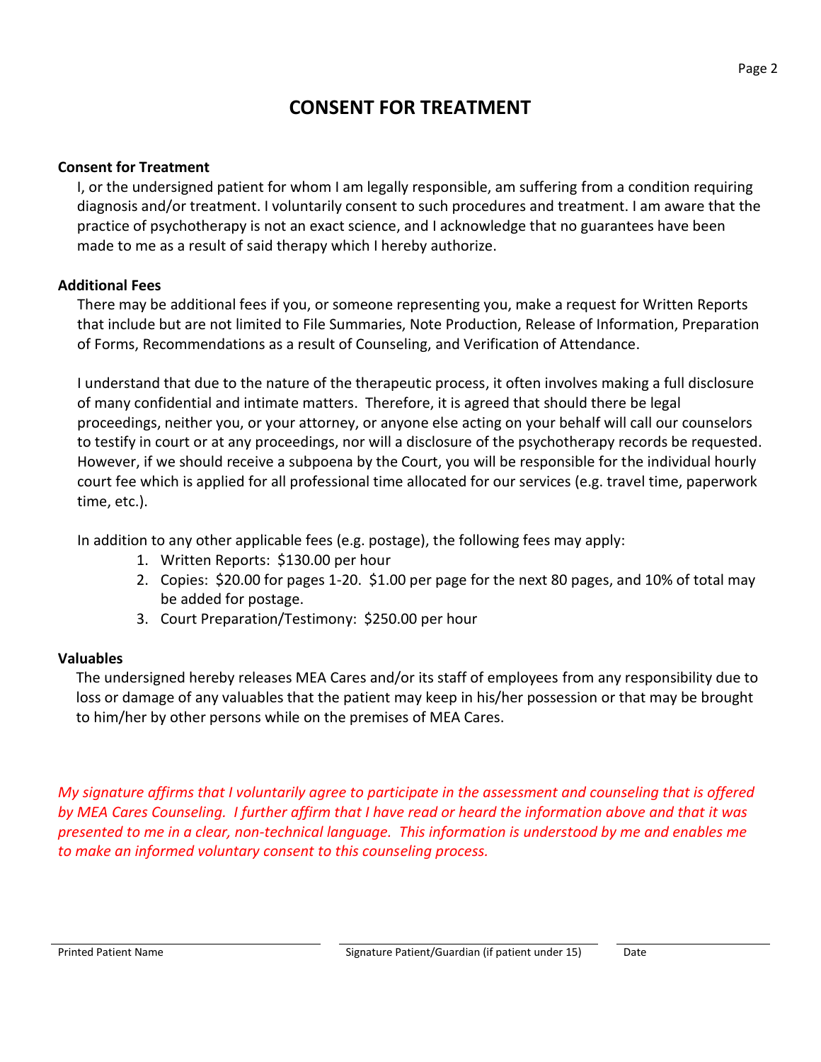# CONSENT FOR TREATMENT

**Consent for Treatment**

I, or the undersigned patient for whom I am legally responsible, am suffering from a condition requiring diagnosis and/or treatment. I voluntarily consent to such procedures and treatment. I am aware that the practice of psychotherapy is not an exact science, and I acknowledge that no guarantees have been made to me as a result of said therapy which I hereby authorize.

**Additional Fees**

There may be additional fees if you, or someone representing you, make a request for Written Reports that include but are not limited to File Summaries, Note Production, Release of Information, Preparation of Forms, Recommendations as a result of Counseling, and Verification of Attendance.

I understand that due to the nature of the therapeutic process, it often involves making a full disclosure of many confidential and intimate matters. Therefore, it is agreed that should there be legal proceedings, neither you, or your attorney, or anyone else acting on your behalf will call our counselors to testify in court or at any proceedings, nor will a disclosure of the psychotherapy records be requested. However, if we should receive a subpoena by the Court, you will be responsible for the individual hourly court fee which is applied for all professional time allocated for our services (e.g. travel time, paperwork time, etc.).

In addition to any other applicable fees (e.g. postage), the following fees may apply:

1. Written Reports: $130.00 per hour
2. Copies: $20.00 for pages 1-20. $1.00 per page for the next 80 pages, and 10% of total may be added for postage.
3. Court Preparation/Testimony: $250.00 per hour

**Valuables**

The undersigned hereby releases MEA Cares and/or its staff of employees from any responsibility due to loss or damage of any valuables that the patient may keep in his/her possession or that may be brought to him/her by other persons while on the premises of MEA Cares.

*My signature affirms that I voluntarily agree to participate in the assessment and counseling that is offered by MEA Cares Counseling. I further affirm that I have read or heard the information above and that it was presented to me in a clear, non-technical language. This information is understood by me and enables me to make an informed voluntary consent to this counseling process.*

Printed Patient Name ____________________

Signature Patient/Guardian (if patient under 15) ____________________

Date ____________________